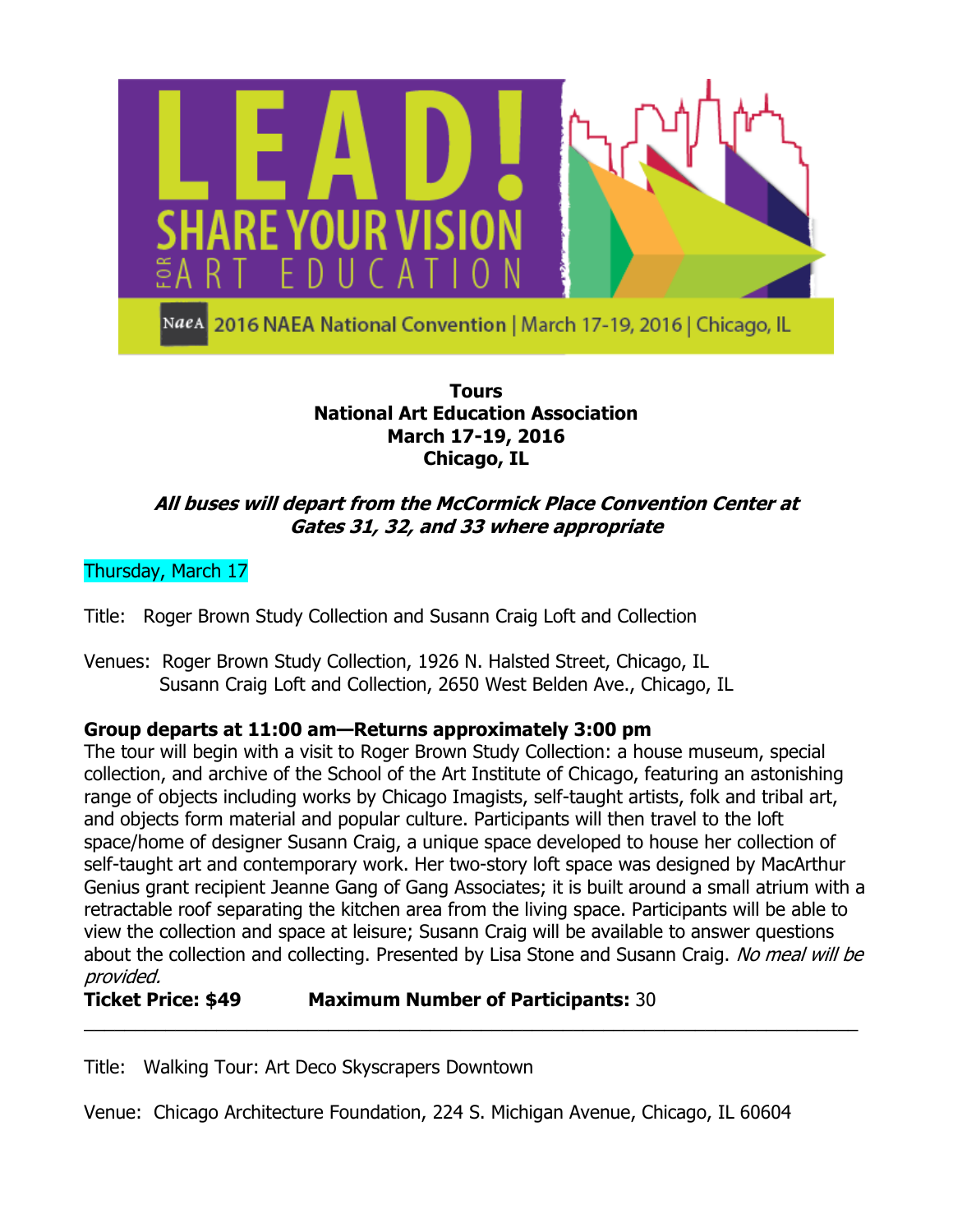LEAD! SHARE YOUR VISION FOR ART EDUCATION

NAEA 2016 NAEA National Convention | March 17-19, 2016 | Chicago, IL

**Tours**
**National Art Education Association**
**March 17-19, 2016**
**Chicago, IL**

***All buses will depart from the McCormick Place Convention Center at Gates 31, 32, and 33 where appropriate***

Thursday, March 17

Title: Roger Brown Study Collection and Susann Craig Loft and Collection

Venues: Roger Brown Study Collection, 1926 N. Halsted Street, Chicago, IL
Susann Craig Loft and Collection, 2650 West Belden Ave., Chicago, IL

**Group departs at 11:00 am—Returns approximately 3:00 pm**
The tour will begin with a visit to Roger Brown Study Collection: a house museum, special collection, and archive of the School of the Art Institute of Chicago, featuring an astonishing range of objects including works by Chicago Imagists, self-taught artists, folk and tribal art, and objects form material and popular culture. Participants will then travel to the loft space/home of designer Susann Craig, a unique space developed to house her collection of self-taught art and contemporary work. Her two-story loft space was designed by MacArthur Genius grant recipient Jeanne Gang of Gang Associates; it is built around a small atrium with a retractable roof separating the kitchen area from the living space. Participants will be able to view the collection and space at leisure; Susann Craig will be available to answer questions about the collection and collecting. Presented by Lisa Stone and Susann Craig. *No meal will be provided.*
**Ticket Price: $49** **Maximum Number of Participants:** 30

---

Title: Walking Tour: Art Deco Skyscrapers Downtown

Venue: Chicago Architecture Foundation, 224 S. Michigan Avenue, Chicago, IL 60604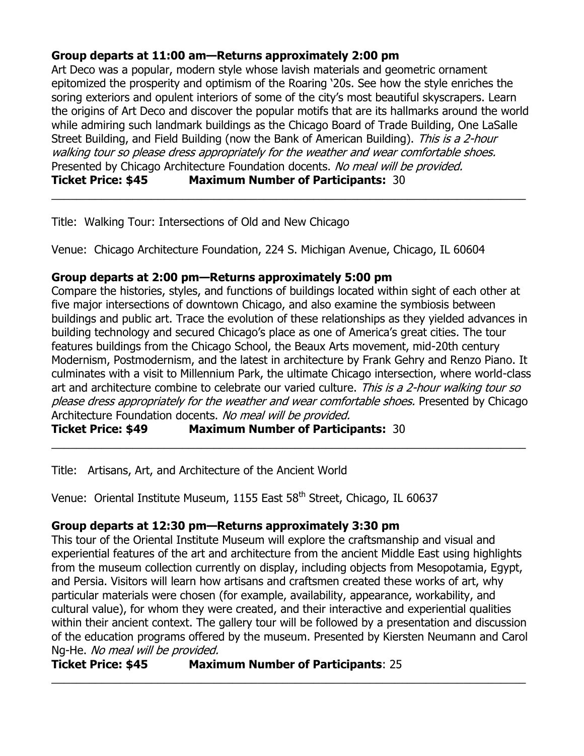**Group departs at 11:00 am—Returns approximately 2:00 pm**

Art Deco was a popular, modern style whose lavish materials and geometric ornament epitomized the prosperity and optimism of the Roaring '20s. See how the style enriches the soring exteriors and opulent interiors of some of the city's most beautiful skyscrapers. Learn the origins of Art Deco and discover the popular motifs that are its hallmarks around the world while admiring such landmark buildings as the Chicago Board of Trade Building, One LaSalle Street Building, and Field Building (now the Bank of American Building). *This is a 2-hour walking tour so please dress appropriately for the weather and wear comfortable shoes.* Presented by Chicago Architecture Foundation docents. *No meal will be provided.*

**Ticket Price: $45** **Maximum Number of Participants:** 30

---

Title: Walking Tour: Intersections of Old and New Chicago

Venue: Chicago Architecture Foundation, 224 S. Michigan Avenue, Chicago, IL 60604

**Group departs at 2:00 pm—Returns approximately 5:00 pm**

Compare the histories, styles, and functions of buildings located within sight of each other at five major intersections of downtown Chicago, and also examine the symbiosis between buildings and public art. Trace the evolution of these relationships as they yielded advances in building technology and secured Chicago's place as one of America's great cities. The tour features buildings from the Chicago School, the Beaux Arts movement, mid-20th century Modernism, Postmodernism, and the latest in architecture by Frank Gehry and Renzo Piano. It culminates with a visit to Millennium Park, the ultimate Chicago intersection, where world-class art and architecture combine to celebrate our varied culture. *This is a 2-hour walking tour so please dress appropriately for the weather and wear comfortable shoes.* Presented by Chicago Architecture Foundation docents. *No meal will be provided.*

**Ticket Price: $49** **Maximum Number of Participants:** 30

---

Title: Artisans, Art, and Architecture of the Ancient World

Venue: Oriental Institute Museum, 1155 East 58th Street, Chicago, IL 60637

**Group departs at 12:30 pm—Returns approximately 3:30 pm**

This tour of the Oriental Institute Museum will explore the craftsmanship and visual and experiential features of the art and architecture from the ancient Middle East using highlights from the museum collection currently on display, including objects from Mesopotamia, Egypt, and Persia. Visitors will learn how artisans and craftsmen created these works of art, why particular materials were chosen (for example, availability, appearance, workability, and cultural value), for whom they were created, and their interactive and experiential qualities within their ancient context. The gallery tour will be followed by a presentation and discussion of the education programs offered by the museum. Presented by Kiersten Neumann and Carol Ng-He. *No meal will be provided.*

**Ticket Price: $45** **Maximum Number of Participants**: 25

---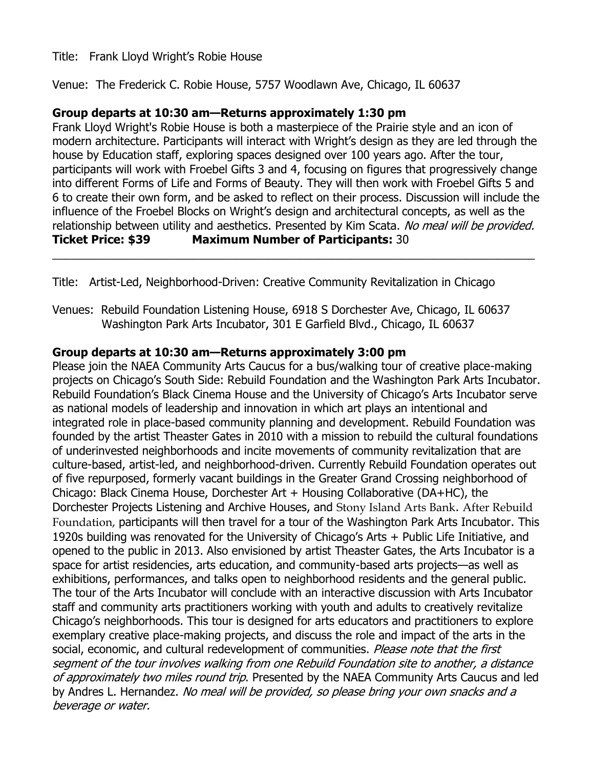Title: Frank Lloyd Wright's Robie House

Venue: The Frederick C. Robie House, 5757 Woodlawn Ave, Chicago, IL 60637

**Group departs at 10:30 am—Returns approximately 1:30 pm**

Frank Lloyd Wright's Robie House is both a masterpiece of the Prairie style and an icon of modern architecture. Participants will interact with Wright's design as they are led through the house by Education staff, exploring spaces designed over 100 years ago. After the tour, participants will work with Froebel Gifts 3 and 4, focusing on figures that progressively change into different Forms of Life and Forms of Beauty. They will then work with Froebel Gifts 5 and 6 to create their own form, and be asked to reflect on their process. Discussion will include the influence of the Froebel Blocks on Wright's design and architectural concepts, as well as the relationship between utility and aesthetics. Presented by Kim Scata. *No meal will be provided.*

**Ticket Price: $39** **Maximum Number of Participants:** 30

---

Title: Artist-Led, Neighborhood-Driven: Creative Community Revitalization in Chicago

Venues: Rebuild Foundation Listening House, 6918 S Dorchester Ave, Chicago, IL 60637
Washington Park Arts Incubator, 301 E Garfield Blvd., Chicago, IL 60637

**Group departs at 10:30 am—Returns approximately 3:00 pm**

Please join the NAEA Community Arts Caucus for a bus/walking tour of creative place-making projects on Chicago's South Side: Rebuild Foundation and the Washington Park Arts Incubator. Rebuild Foundation's Black Cinema House and the University of Chicago's Arts Incubator serve as national models of leadership and innovation in which art plays an intentional and integrated role in place-based community planning and development. Rebuild Foundation was founded by the artist Theaster Gates in 2010 with a mission to rebuild the cultural foundations of underinvested neighborhoods and incite movements of community revitalization that are culture-based, artist-led, and neighborhood-driven. Currently Rebuild Foundation operates out of five repurposed, formerly vacant buildings in the Greater Grand Crossing neighborhood of Chicago: Black Cinema House, Dorchester Art + Housing Collaborative (DA+HC), the Dorchester Projects Listening and Archive Houses, and Stony Island Arts Bank. After Rebuild Foundation, participants will then travel for a tour of the Washington Park Arts Incubator. This 1920s building was renovated for the University of Chicago's Arts + Public Life Initiative, and opened to the public in 2013. Also envisioned by artist Theaster Gates, the Arts Incubator is a space for artist residencies, arts education, and community-based arts projects—as well as exhibitions, performances, and talks open to neighborhood residents and the general public. The tour of the Arts Incubator will conclude with an interactive discussion with Arts Incubator staff and community arts practitioners working with youth and adults to creatively revitalize Chicago's neighborhoods. This tour is designed for arts educators and practitioners to explore exemplary creative place-making projects, and discuss the role and impact of the arts in the social, economic, and cultural redevelopment of communities. *Please note that the first segment of the tour involves walking from one Rebuild Foundation site to another, a distance of approximately two miles round trip*. Presented by the NAEA Community Arts Caucus and led by Andres L. Hernandez. *No meal will be provided, so please bring your own snacks and a beverage or water.*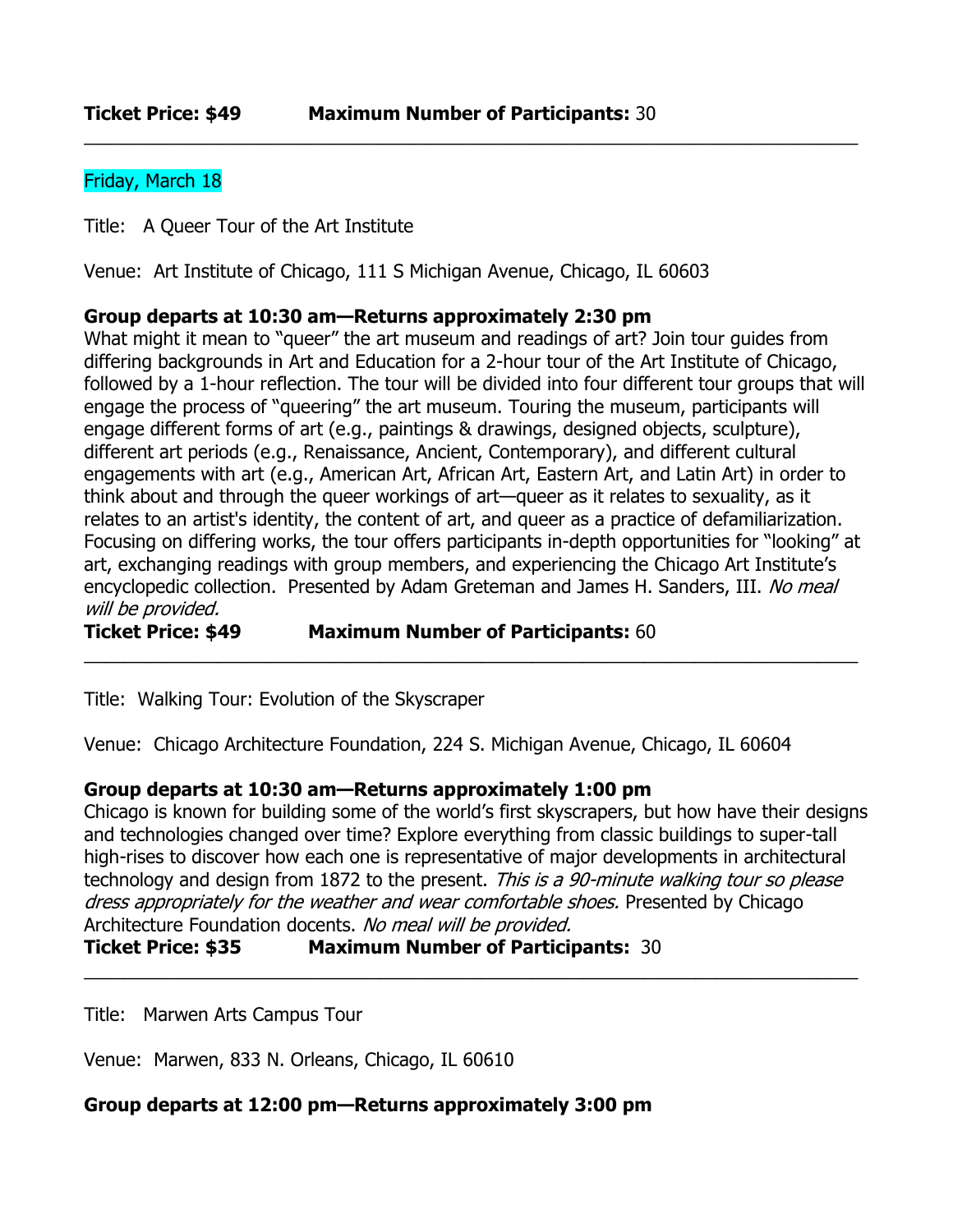**Ticket Price: $49** **Maximum Number of Participants:** 30

---

Friday, March 18

Title: A Queer Tour of the Art Institute

Venue: Art Institute of Chicago, 111 S Michigan Avenue, Chicago, IL 60603

**Group departs at 10:30 am—Returns approximately 2:30 pm**

What might it mean to "queer" the art museum and readings of art? Join tour guides from differing backgrounds in Art and Education for a 2-hour tour of the Art Institute of Chicago, followed by a 1-hour reflection. The tour will be divided into four different tour groups that will engage the process of "queering" the art museum. Touring the museum, participants will engage different forms of art (e.g., paintings & drawings, designed objects, sculpture), different art periods (e.g., Renaissance, Ancient, Contemporary), and different cultural engagements with art (e.g., American Art, African Art, Eastern Art, and Latin Art) in order to think about and through the queer workings of art—queer as it relates to sexuality, as it relates to an artist's identity, the content of art, and queer as a practice of defamiliarization. Focusing on differing works, the tour offers participants in-depth opportunities for "looking" at art, exchanging readings with group members, and experiencing the Chicago Art Institute's encyclopedic collection. Presented by Adam Greteman and James H. Sanders, III. *No meal will be provided.*

**Ticket Price: $49** **Maximum Number of Participants:** 60

---

Title: Walking Tour: Evolution of the Skyscraper

Venue: Chicago Architecture Foundation, 224 S. Michigan Avenue, Chicago, IL 60604

**Group departs at 10:30 am—Returns approximately 1:00 pm**

Chicago is known for building some of the world's first skyscrapers, but how have their designs and technologies changed over time? Explore everything from classic buildings to super-tall high-rises to discover how each one is representative of major developments in architectural technology and design from 1872 to the present. *This is a 90-minute walking tour so please dress appropriately for the weather and wear comfortable shoes.* Presented by Chicago Architecture Foundation docents. *No meal will be provided.*

**Ticket Price: $35** **Maximum Number of Participants:** 30

---

Title: Marwen Arts Campus Tour

Venue: Marwen, 833 N. Orleans, Chicago, IL 60610

**Group departs at 12:00 pm—Returns approximately 3:00 pm**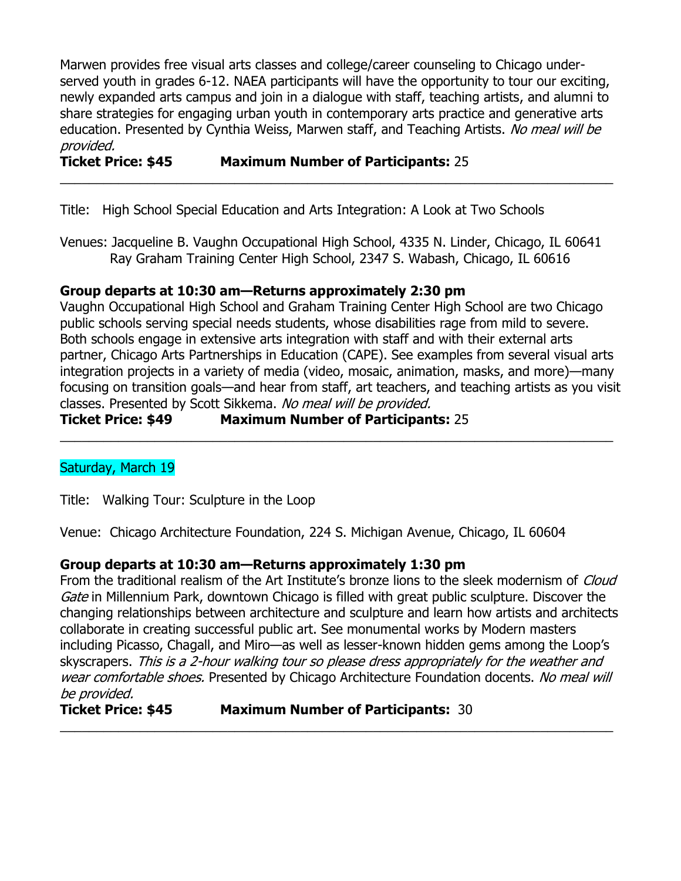Marwen provides free visual arts classes and college/career counseling to Chicago under-served youth in grades 6-12. NAEA participants will have the opportunity to tour our exciting, newly expanded arts campus and join in a dialogue with staff, teaching artists, and alumni to share strategies for engaging urban youth in contemporary arts practice and generative arts education. Presented by Cynthia Weiss, Marwen staff, and Teaching Artists. *No meal will be provided.*

**Ticket Price: $45** **Maximum Number of Participants:** 25

---

Title: High School Special Education and Arts Integration: A Look at Two Schools

Venues: Jacqueline B. Vaughn Occupational High School, 4335 N. Linder, Chicago, IL 60641
Ray Graham Training Center High School, 2347 S. Wabash, Chicago, IL 60616

**Group departs at 10:30 am—Returns approximately 2:30 pm**

Vaughn Occupational High School and Graham Training Center High School are two Chicago public schools serving special needs students, whose disabilities rage from mild to severe. Both schools engage in extensive arts integration with staff and with their external arts partner, Chicago Arts Partnerships in Education (CAPE). See examples from several visual arts integration projects in a variety of media (video, mosaic, animation, masks, and more)—many focusing on transition goals—and hear from staff, art teachers, and teaching artists as you visit classes. Presented by Scott Sikkema. *No meal will be provided.*

**Ticket Price: $49** **Maximum Number of Participants:** 25

---

Saturday, March 19

Title: Walking Tour: Sculpture in the Loop

Venue: Chicago Architecture Foundation, 224 S. Michigan Avenue, Chicago, IL 60604

**Group departs at 10:30 am—Returns approximately 1:30 pm**

From the traditional realism of the Art Institute's bronze lions to the sleek modernism of *Cloud Gate* in Millennium Park, downtown Chicago is filled with great public sculpture. Discover the changing relationships between architecture and sculpture and learn how artists and architects collaborate in creating successful public art. See monumental works by Modern masters including Picasso, Chagall, and Miro—as well as lesser-known hidden gems among the Loop's skyscrapers. *This is a 2-hour walking tour so please dress appropriately for the weather and wear comfortable shoes.* Presented by Chicago Architecture Foundation docents. *No meal will be provided.*

**Ticket Price: $45** **Maximum Number of Participants:** 30

---